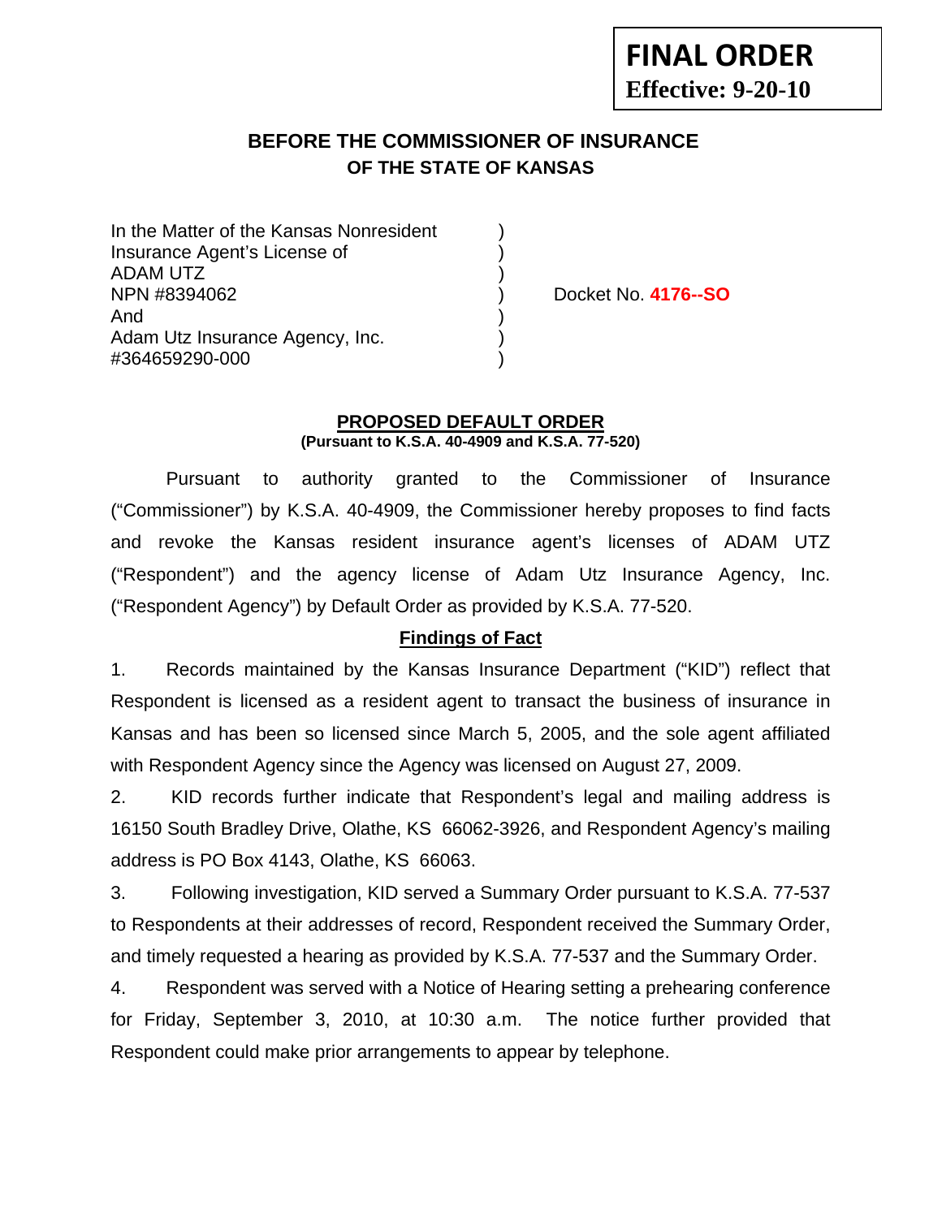**FINAL ORDER**
**Effective: 9-20-10**

# BEFORE THE COMMISSIONER OF INSURANCE
## OF THE STATE OF KANSAS

In the Matter of the Kansas Nonresident )
Insurance Agent's License of )
ADAM UTZ )
NPN #8394062 ) Docket No. **4176--SO**
And )
Adam Utz Insurance Agency, Inc. )
#364659290-000 )

### PROPOSED DEFAULT ORDER
**(Pursuant to K.S.A. 40-4909 and K.S.A. 77-520)**

Pursuant to authority granted to the Commissioner of Insurance ("Commissioner") by K.S.A. 40-4909, the Commissioner hereby proposes to find facts and revoke the Kansas resident insurance agent's licenses of ADAM UTZ ("Respondent") and the agency license of Adam Utz Insurance Agency, Inc. ("Respondent Agency") by Default Order as provided by K.S.A. 77-520.

### Findings of Fact

1. Records maintained by the Kansas Insurance Department ("KID") reflect that Respondent is licensed as a resident agent to transact the business of insurance in Kansas and has been so licensed since March 5, 2005, and the sole agent affiliated with Respondent Agency since the Agency was licensed on August 27, 2009.

2. KID records further indicate that Respondent's legal and mailing address is 16150 South Bradley Drive, Olathe, KS 66062-3926, and Respondent Agency's mailing address is PO Box 4143, Olathe, KS 66063.

3. Following investigation, KID served a Summary Order pursuant to K.S.A. 77-537 to Respondents at their addresses of record, Respondent received the Summary Order, and timely requested a hearing as provided by K.S.A. 77-537 and the Summary Order.

4. Respondent was served with a Notice of Hearing setting a prehearing conference for Friday, September 3, 2010, at 10:30 a.m. The notice further provided that Respondent could make prior arrangements to appear by telephone.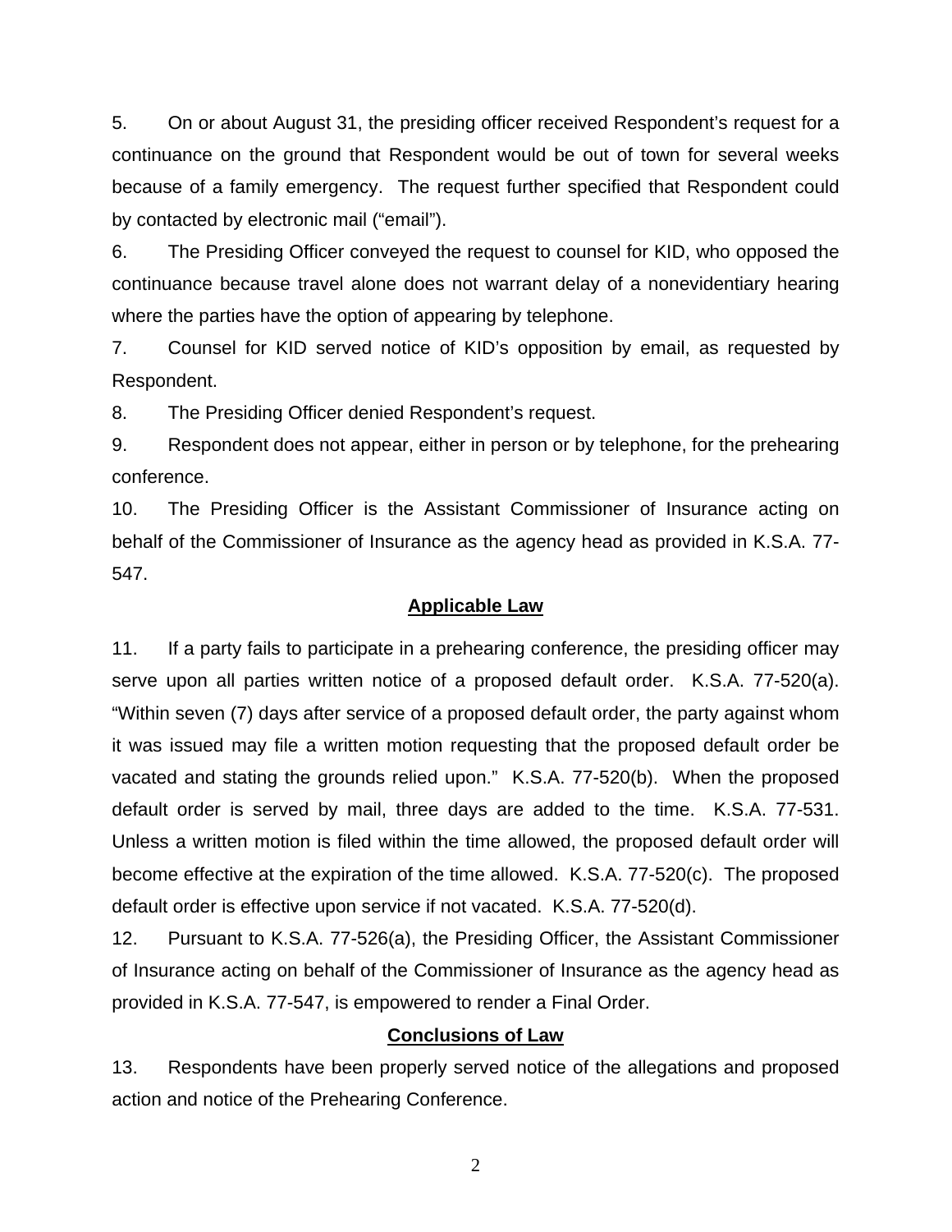5. On or about August 31, the presiding officer received Respondent's request for a continuance on the ground that Respondent would be out of town for several weeks because of a family emergency. The request further specified that Respondent could by contacted by electronic mail ("email").

6. The Presiding Officer conveyed the request to counsel for KID, who opposed the continuance because travel alone does not warrant delay of a nonevidentiary hearing where the parties have the option of appearing by telephone.

7. Counsel for KID served notice of KID's opposition by email, as requested by Respondent.

8. The Presiding Officer denied Respondent's request.

9. Respondent does not appear, either in person or by telephone, for the prehearing conference.

10. The Presiding Officer is the Assistant Commissioner of Insurance acting on behalf of the Commissioner of Insurance as the agency head as provided in K.S.A. 77-547.

## Applicable Law

11. If a party fails to participate in a prehearing conference, the presiding officer may serve upon all parties written notice of a proposed default order. K.S.A. 77-520(a). "Within seven (7) days after service of a proposed default order, the party against whom it was issued may file a written motion requesting that the proposed default order be vacated and stating the grounds relied upon." K.S.A. 77-520(b). When the proposed default order is served by mail, three days are added to the time. K.S.A. 77-531. Unless a written motion is filed within the time allowed, the proposed default order will become effective at the expiration of the time allowed. K.S.A. 77-520(c). The proposed default order is effective upon service if not vacated. K.S.A. 77-520(d).

12. Pursuant to K.S.A. 77-526(a), the Presiding Officer, the Assistant Commissioner of Insurance acting on behalf of the Commissioner of Insurance as the agency head as provided in K.S.A. 77-547, is empowered to render a Final Order.

## Conclusions of Law

13. Respondents have been properly served notice of the allegations and proposed action and notice of the Prehearing Conference.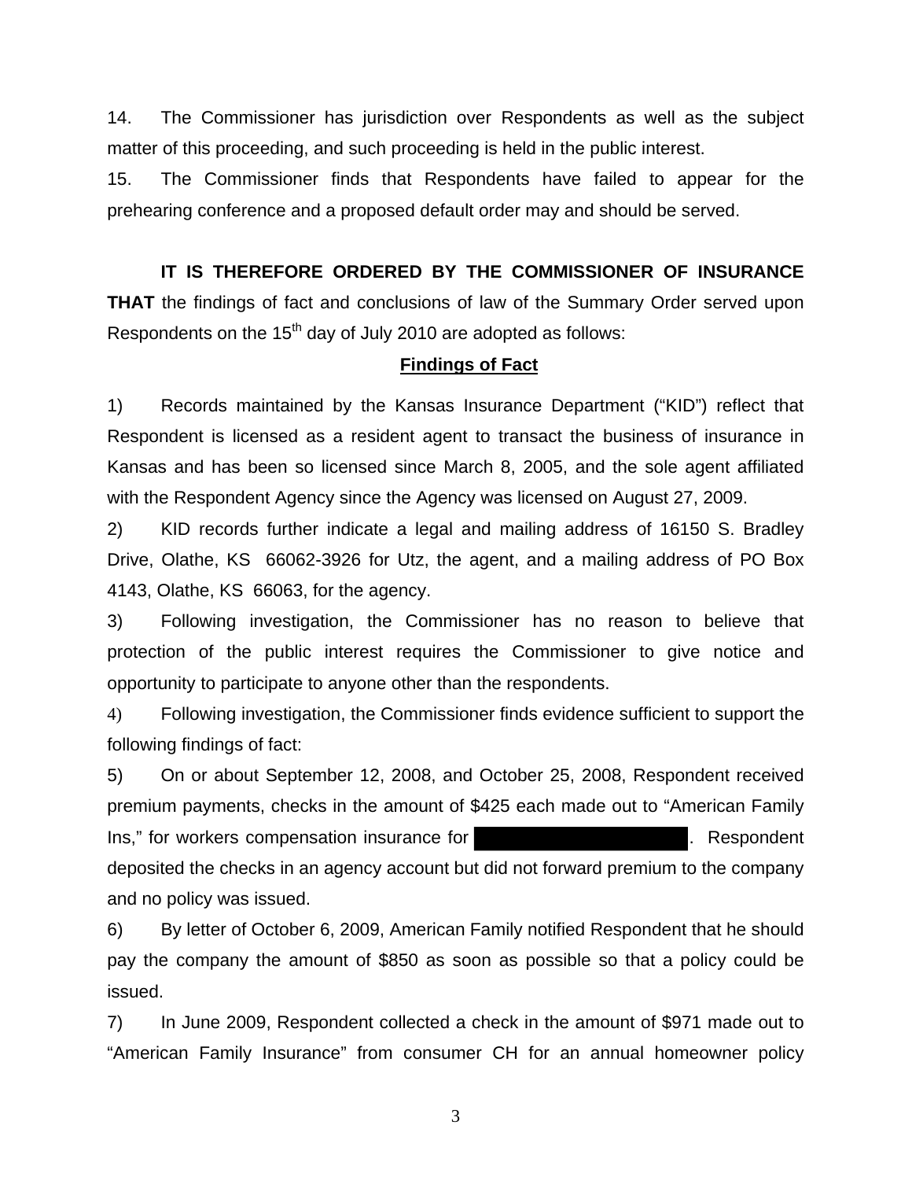14. The Commissioner has jurisdiction over Respondents as well as the subject matter of this proceeding, and such proceeding is held in the public interest.

15. The Commissioner finds that Respondents have failed to appear for the prehearing conference and a proposed default order may and should be served.

**IT IS THEREFORE ORDERED BY THE COMMISSIONER OF INSURANCE THAT** the findings of fact and conclusions of law of the Summary Order served upon Respondents on the 15th day of July 2010 are adopted as follows:

**Findings of Fact**

1) Records maintained by the Kansas Insurance Department ("KID") reflect that Respondent is licensed as a resident agent to transact the business of insurance in Kansas and has been so licensed since March 8, 2005, and the sole agent affiliated with the Respondent Agency since the Agency was licensed on August 27, 2009.

2) KID records further indicate a legal and mailing address of 16150 S. Bradley Drive, Olathe, KS 66062-3926 for Utz, the agent, and a mailing address of PO Box 4143, Olathe, KS 66063, for the agency.

3) Following investigation, the Commissioner has no reason to believe that protection of the public interest requires the Commissioner to give notice and opportunity to participate to anyone other than the respondents.

4) Following investigation, the Commissioner finds evidence sufficient to support the following findings of fact:

5) On or about September 12, 2008, and October 25, 2008, Respondent received premium payments, checks in the amount of $425 each made out to "American Family Ins," for workers compensation insurance for [REDACTED]. Respondent deposited the checks in an agency account but did not forward premium to the company and no policy was issued.

6) By letter of October 6, 2009, American Family notified Respondent that he should pay the company the amount of $850 as soon as possible so that a policy could be issued.

7) In June 2009, Respondent collected a check in the amount of $971 made out to "American Family Insurance" from consumer CH for an annual homeowner policy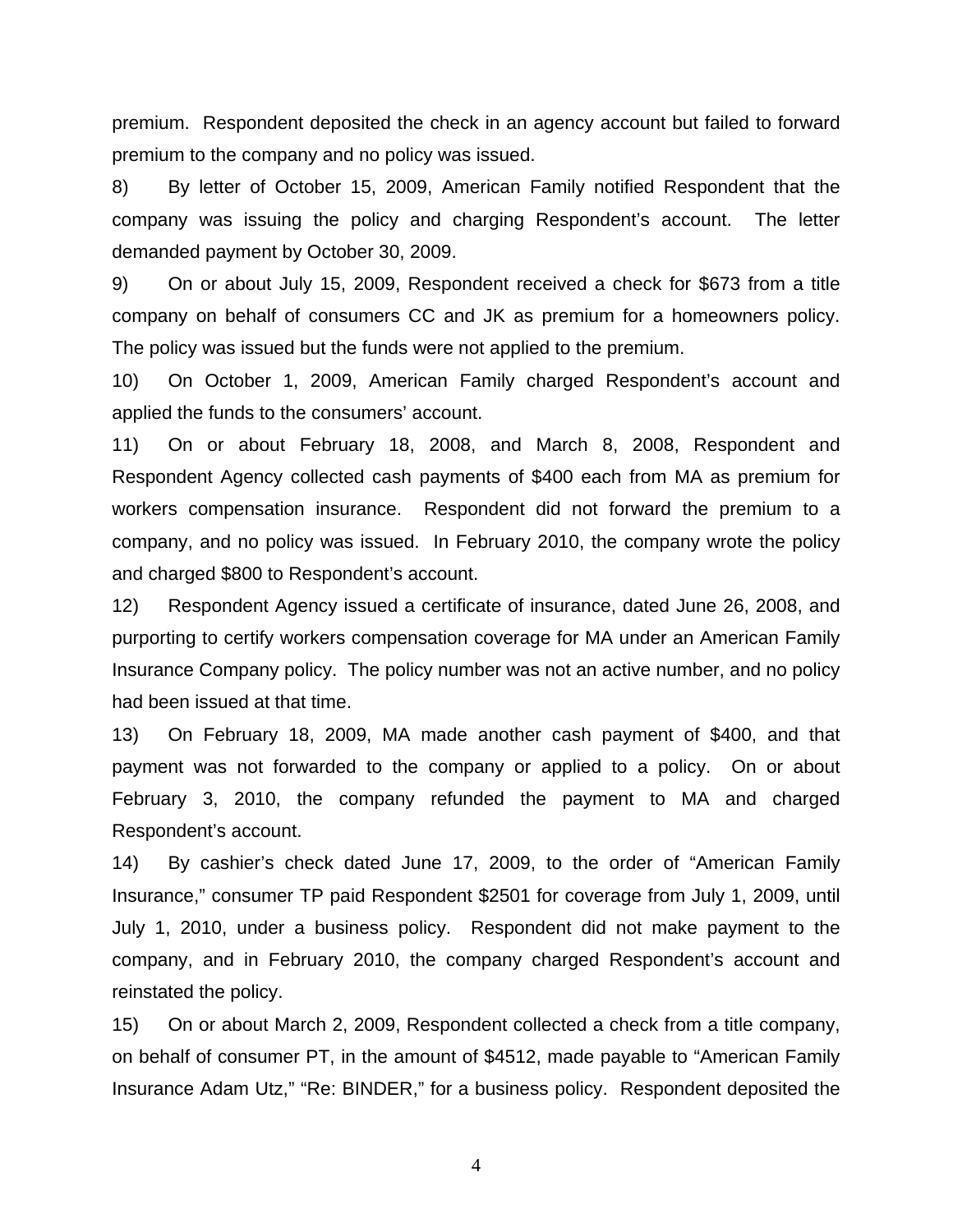premium. Respondent deposited the check in an agency account but failed to forward premium to the company and no policy was issued.

8) By letter of October 15, 2009, American Family notified Respondent that the company was issuing the policy and charging Respondent's account. The letter demanded payment by October 30, 2009.

9) On or about July 15, 2009, Respondent received a check for $673 from a title company on behalf of consumers CC and JK as premium for a homeowners policy. The policy was issued but the funds were not applied to the premium.

10) On October 1, 2009, American Family charged Respondent's account and applied the funds to the consumers' account.

11) On or about February 18, 2008, and March 8, 2008, Respondent and Respondent Agency collected cash payments of $400 each from MA as premium for workers compensation insurance. Respondent did not forward the premium to a company, and no policy was issued. In February 2010, the company wrote the policy and charged $800 to Respondent's account.

12) Respondent Agency issued a certificate of insurance, dated June 26, 2008, and purporting to certify workers compensation coverage for MA under an American Family Insurance Company policy. The policy number was not an active number, and no policy had been issued at that time.

13) On February 18, 2009, MA made another cash payment of $400, and that payment was not forwarded to the company or applied to a policy. On or about February 3, 2010, the company refunded the payment to MA and charged Respondent's account.

14) By cashier's check dated June 17, 2009, to the order of "American Family Insurance," consumer TP paid Respondent $2501 for coverage from July 1, 2009, until July 1, 2010, under a business policy. Respondent did not make payment to the company, and in February 2010, the company charged Respondent's account and reinstated the policy.

15) On or about March 2, 2009, Respondent collected a check from a title company, on behalf of consumer PT, in the amount of $4512, made payable to "American Family Insurance Adam Utz," "Re: BINDER," for a business policy. Respondent deposited the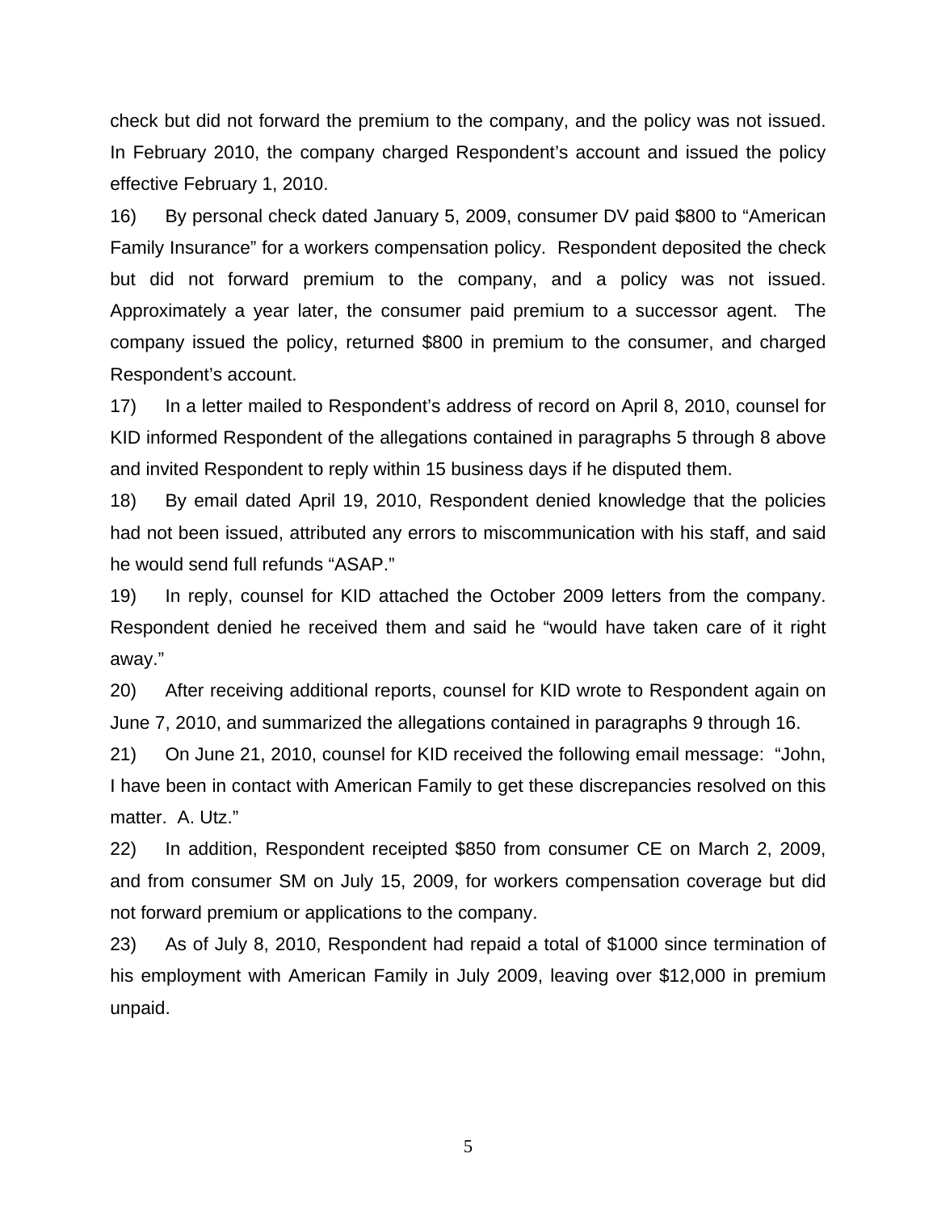check but did not forward the premium to the company, and the policy was not issued. In February 2010, the company charged Respondent's account and issued the policy effective February 1, 2010.

16) By personal check dated January 5, 2009, consumer DV paid $800 to "American Family Insurance" for a workers compensation policy. Respondent deposited the check but did not forward premium to the company, and a policy was not issued. Approximately a year later, the consumer paid premium to a successor agent. The company issued the policy, returned $800 in premium to the consumer, and charged Respondent's account.

17) In a letter mailed to Respondent's address of record on April 8, 2010, counsel for KID informed Respondent of the allegations contained in paragraphs 5 through 8 above and invited Respondent to reply within 15 business days if he disputed them.

18) By email dated April 19, 2010, Respondent denied knowledge that the policies had not been issued, attributed any errors to miscommunication with his staff, and said he would send full refunds "ASAP."

19) In reply, counsel for KID attached the October 2009 letters from the company. Respondent denied he received them and said he "would have taken care of it right away."

20) After receiving additional reports, counsel for KID wrote to Respondent again on June 7, 2010, and summarized the allegations contained in paragraphs 9 through 16.

21) On June 21, 2010, counsel for KID received the following email message: "John, I have been in contact with American Family to get these discrepancies resolved on this matter. A. Utz."

22) In addition, Respondent receipted $850 from consumer CE on March 2, 2009, and from consumer SM on July 15, 2009, for workers compensation coverage but did not forward premium or applications to the company.

23) As of July 8, 2010, Respondent had repaid a total of $1000 since termination of his employment with American Family in July 2009, leaving over $12,000 in premium unpaid.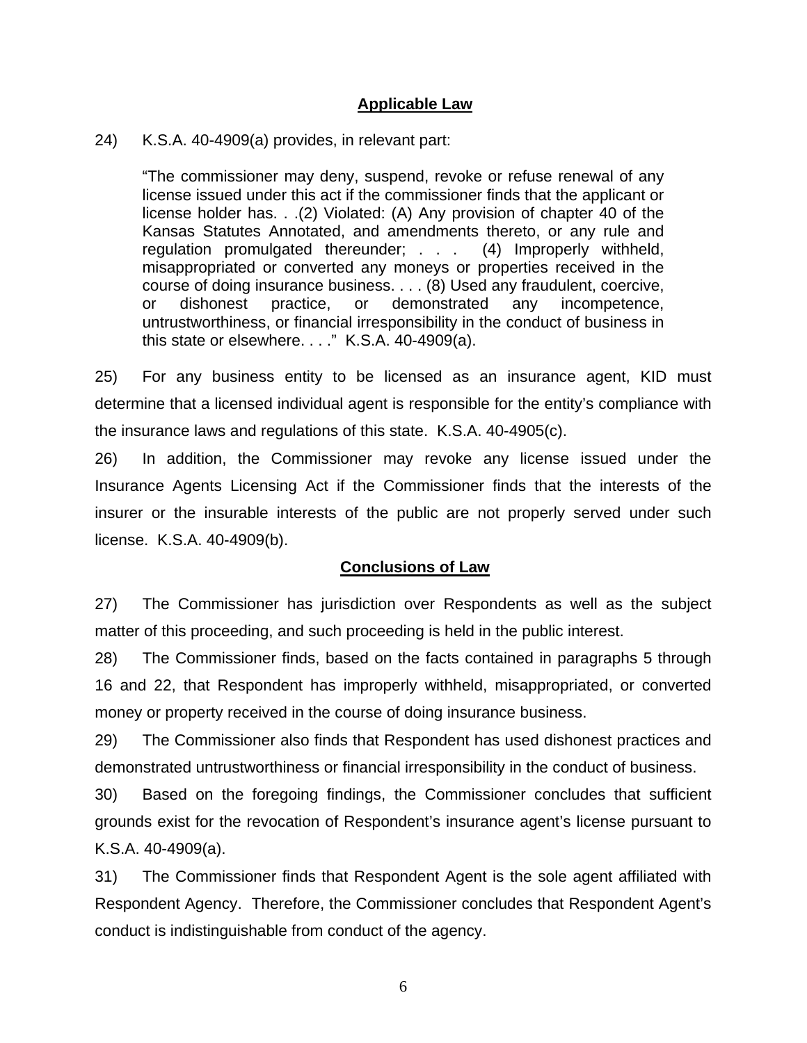## Applicable Law

24) K.S.A. 40-4909(a) provides, in relevant part:

> "The commissioner may deny, suspend, revoke or refuse renewal of any license issued under this act if the commissioner finds that the applicant or license holder has. . .(2) Violated: (A) Any provision of chapter 40 of the Kansas Statutes Annotated, and amendments thereto, or any rule and regulation promulgated thereunder; . . . (4) Improperly withheld, misappropriated or converted any moneys or properties received in the course of doing insurance business. . . . (8) Used any fraudulent, coercive, or dishonest practice, or demonstrated any incompetence, untrustworthiness, or financial irresponsibility in the conduct of business in this state or elsewhere. . . ." K.S.A. 40-4909(a).

25) For any business entity to be licensed as an insurance agent, KID must determine that a licensed individual agent is responsible for the entity's compliance with the insurance laws and regulations of this state. K.S.A. 40-4905(c).

26) In addition, the Commissioner may revoke any license issued under the Insurance Agents Licensing Act if the Commissioner finds that the interests of the insurer or the insurable interests of the public are not properly served under such license. K.S.A. 40-4909(b).

## Conclusions of Law

27) The Commissioner has jurisdiction over Respondents as well as the subject matter of this proceeding, and such proceeding is held in the public interest.

28) The Commissioner finds, based on the facts contained in paragraphs 5 through 16 and 22, that Respondent has improperly withheld, misappropriated, or converted money or property received in the course of doing insurance business.

29) The Commissioner also finds that Respondent has used dishonest practices and demonstrated untrustworthiness or financial irresponsibility in the conduct of business.

30) Based on the foregoing findings, the Commissioner concludes that sufficient grounds exist for the revocation of Respondent's insurance agent's license pursuant to K.S.A. 40-4909(a).

31) The Commissioner finds that Respondent Agent is the sole agent affiliated with Respondent Agency. Therefore, the Commissioner concludes that Respondent Agent's conduct is indistinguishable from conduct of the agency.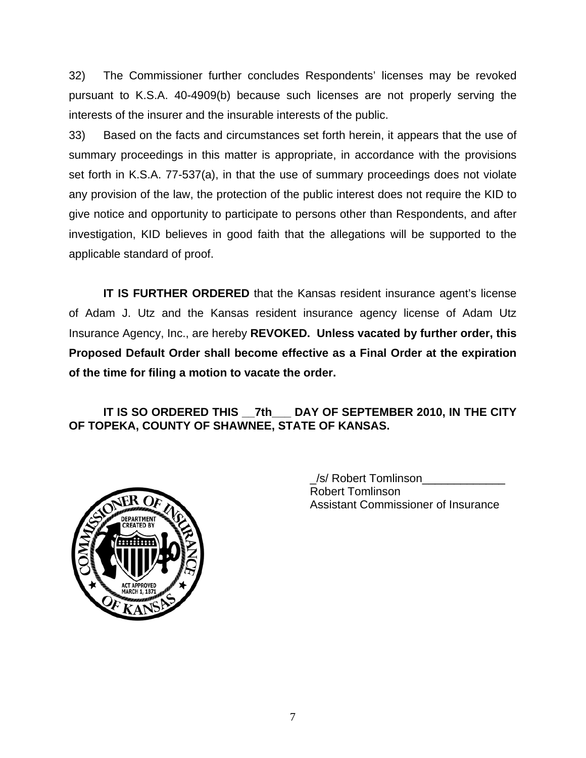32) The Commissioner further concludes Respondents' licenses may be revoked pursuant to K.S.A. 40-4909(b) because such licenses are not properly serving the interests of the insurer and the insurable interests of the public.

33) Based on the facts and circumstances set forth herein, it appears that the use of summary proceedings in this matter is appropriate, in accordance with the provisions set forth in K.S.A. 77-537(a), in that the use of summary proceedings does not violate any provision of the law, the protection of the public interest does not require the KID to give notice and opportunity to participate to persons other than Respondents, and after investigation, KID believes in good faith that the allegations will be supported to the applicable standard of proof.

**IT IS FURTHER ORDERED** that the Kansas resident insurance agent's license of Adam J. Utz and the Kansas resident insurance agency license of Adam Utz Insurance Agency, Inc., are hereby **REVOKED. Unless vacated by further order, this Proposed Default Order shall become effective as a Final Order at the expiration of the time for filing a motion to vacate the order.**

**IT IS SO ORDERED THIS __7th___ DAY OF SEPTEMBER 2010, IN THE CITY OF TOPEKA, COUNTY OF SHAWNEE, STATE OF KANSAS.**

_/s/ Robert Tomlinson_____________
Robert Tomlinson
Assistant Commissioner of Insurance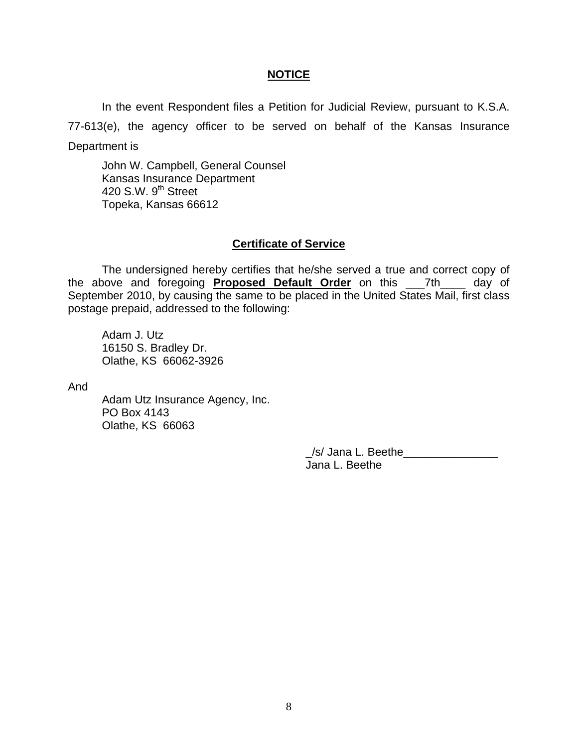## **NOTICE**

In the event Respondent files a Petition for Judicial Review, pursuant to K.S.A. 77-613(e), the agency officer to be served on behalf of the Kansas Insurance Department is

John W. Campbell, General Counsel
Kansas Insurance Department
420 S.W. 9th Street
Topeka, Kansas 66612

## **Certificate of Service**

The undersigned hereby certifies that he/she served a true and correct copy of the above and foregoing **Proposed Default Order** on this ___7th____ day of September 2010, by causing the same to be placed in the United States Mail, first class postage prepaid, addressed to the following:

Adam J. Utz
16150 S. Bradley Dr.
Olathe, KS 66062-3926

And

Adam Utz Insurance Agency, Inc.
PO Box 4143
Olathe, KS 66063

_/s/ Jana L. Beethe_______________
Jana L. Beethe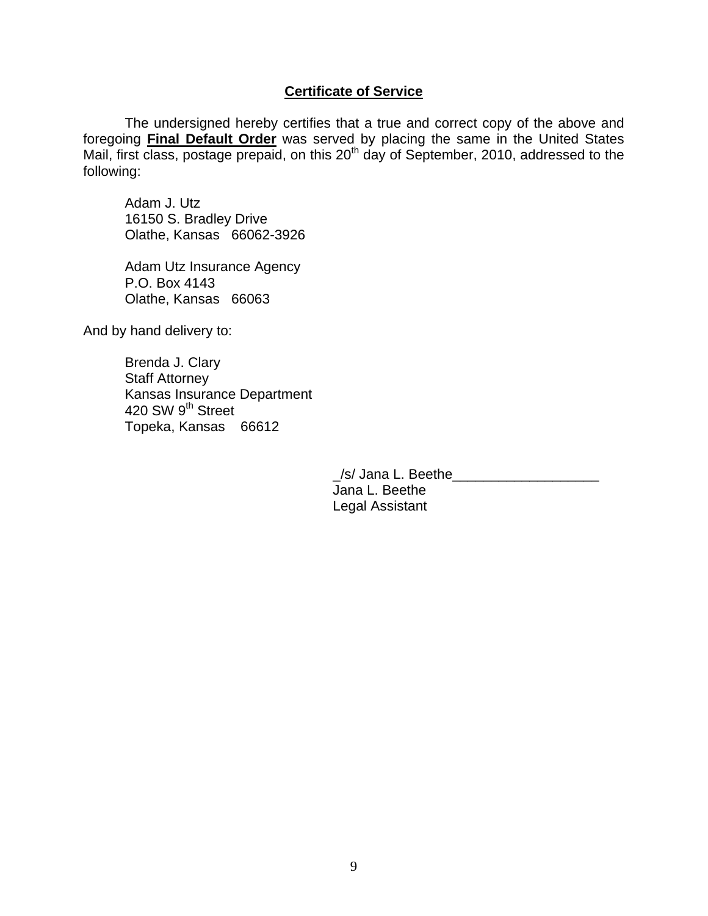## Certificate of Service

The undersigned hereby certifies that a true and correct copy of the above and foregoing **Final Default Order** was served by placing the same in the United States Mail, first class, postage prepaid, on this 20th day of September, 2010, addressed to the following:

Adam J. Utz
16150 S. Bradley Drive
Olathe, Kansas 66062-3926

Adam Utz Insurance Agency
P.O. Box 4143
Olathe, Kansas 66063

And by hand delivery to:

Brenda J. Clary
Staff Attorney
Kansas Insurance Department
420 SW 9th Street
Topeka, Kansas 66612

_/s/ Jana L. Beethe___________________
Jana L. Beethe
Legal Assistant